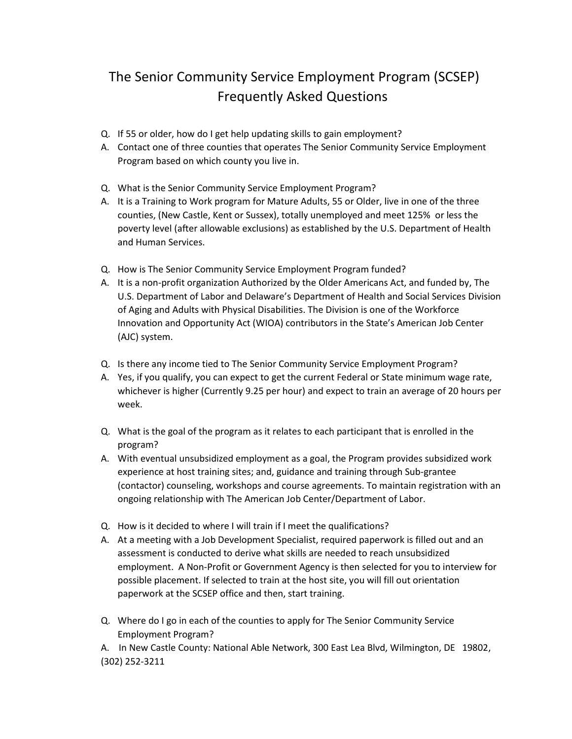# The Senior Community Service Employment Program (SCSEP) Frequently Asked Questions

Q. If 55 or older, how do I get help updating skills to gain employment?

A. Contact one of three counties that operates The Senior Community Service Employment Program based on which county you live in.

Q. What is the Senior Community Service Employment Program?

A. It is a Training to Work program for Mature Adults, 55 or Older, live in one of the three counties, (New Castle, Kent or Sussex), totally unemployed and meet 125% or less the poverty level (after allowable exclusions) as established by the U.S. Department of Health and Human Services.

Q. How is The Senior Community Service Employment Program funded?

A. It is a non-profit organization Authorized by the Older Americans Act, and funded by, The U.S. Department of Labor and Delaware's Department of Health and Social Services Division of Aging and Adults with Physical Disabilities. The Division is one of the Workforce Innovation and Opportunity Act (WIOA) contributors in the State's American Job Center (AJC) system.

Q. Is there any income tied to The Senior Community Service Employment Program?

A. Yes, if you qualify, you can expect to get the current Federal or State minimum wage rate, whichever is higher (Currently 9.25 per hour) and expect to train an average of 20 hours per week.

Q. What is the goal of the program as it relates to each participant that is enrolled in the program?

A. With eventual unsubsidized employment as a goal, the Program provides subsidized work experience at host training sites; and, guidance and training through Sub-grantee (contactor) counseling, workshops and course agreements. To maintain registration with an ongoing relationship with The American Job Center/Department of Labor.

Q. How is it decided to where I will train if I meet the qualifications?

A. At a meeting with a Job Development Specialist, required paperwork is filled out and an assessment is conducted to derive what skills are needed to reach unsubsidized employment. A Non-Profit or Government Agency is then selected for you to interview for possible placement. If selected to train at the host site, you will fill out orientation paperwork at the SCSEP office and then, start training.

Q. Where do I go in each of the counties to apply for The Senior Community Service Employment Program?

A. In New Castle County: National Able Network, 300 East Lea Blvd, Wilmington, DE 19802, (302) 252-3211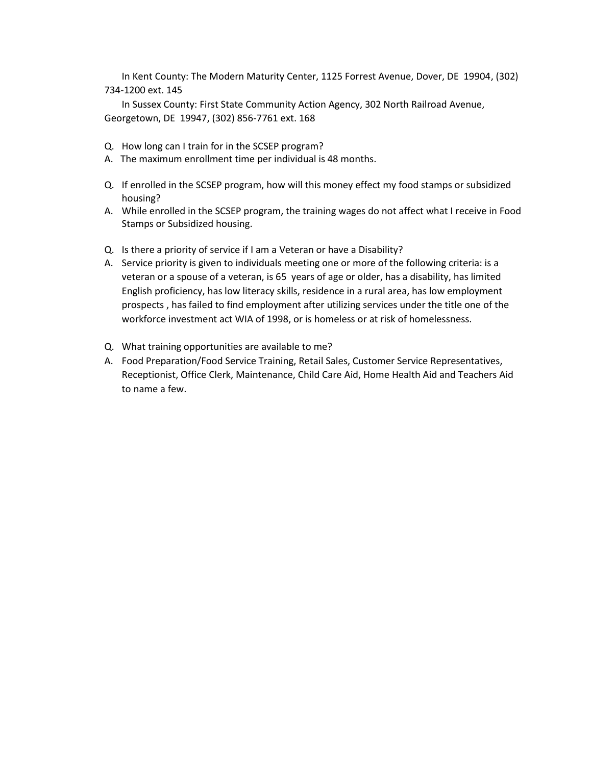In Kent County: The Modern Maturity Center, 1125 Forrest Avenue, Dover, DE 19904, (302) 734-1200 ext. 145

In Sussex County: First State Community Action Agency, 302 North Railroad Avenue, Georgetown, DE 19947, (302) 856-7761 ext. 168

Q. How long can I train for in the SCSEP program?

A. The maximum enrollment time per individual is 48 months.

Q. If enrolled in the SCSEP program, how will this money effect my food stamps or subsidized housing?

A. While enrolled in the SCSEP program, the training wages do not affect what I receive in Food Stamps or Subsidized housing.

Q. Is there a priority of service if I am a Veteran or have a Disability?

A. Service priority is given to individuals meeting one or more of the following criteria: is a veteran or a spouse of a veteran, is 65 years of age or older, has a disability, has limited English proficiency, has low literacy skills, residence in a rural area, has low employment prospects , has failed to find employment after utilizing services under the title one of the workforce investment act WIA of 1998, or is homeless or at risk of homelessness.

Q. What training opportunities are available to me?

A. Food Preparation/Food Service Training, Retail Sales, Customer Service Representatives, Receptionist, Office Clerk, Maintenance, Child Care Aid, Home Health Aid and Teachers Aid to name a few.